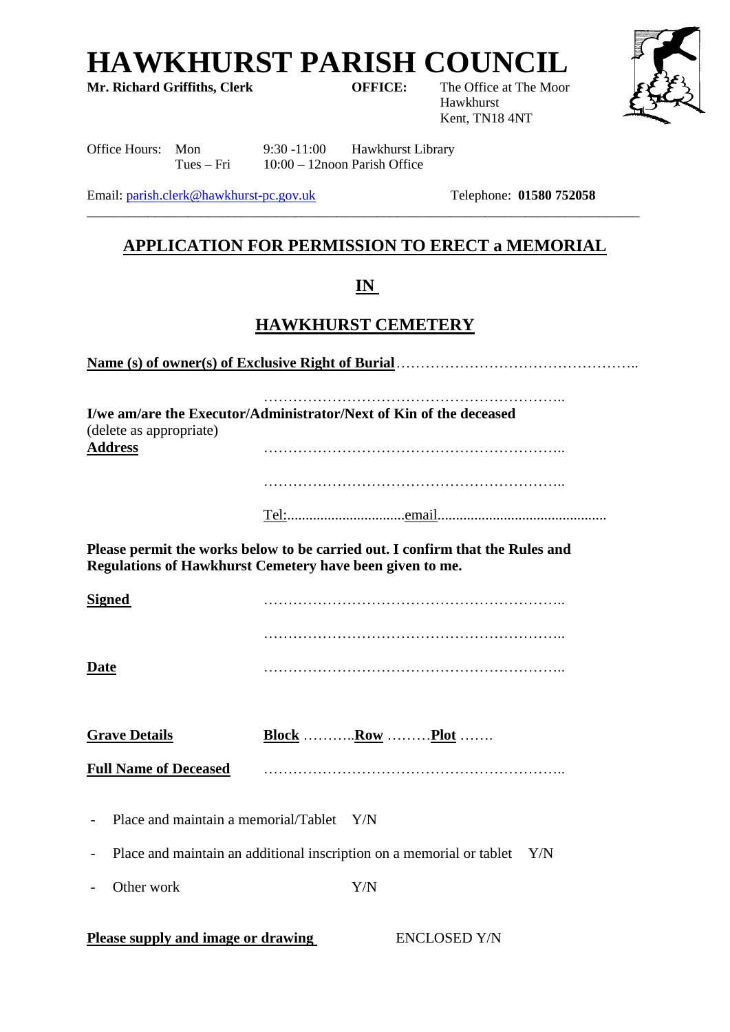# HAWKHURST PARISH COUNCIL

**Mr. Richard Griffiths, Clerk** **OFFICE:** The Office at The Moor
Hawkhurst
Kent, TN18 4NT

Office Hours: Mon 9:30 -11:00 Hawkhurst Library
Tues – Fri 10:00 – 12noon Parish Office

Email: parish.clerk@hawkhurst-pc.gov.uk Telephone: **01580 752058**

---

## APPLICATION FOR PERMISSION TO ERECT a MEMORIAL

## IN

## HAWKHURST CEMETERY

**Name (s) of owner(s) of Exclusive Right of Burial**…………………………………………..

……………………………………………………..

**I/we am/are the Executor/Administrator/Next of Kin of the deceased**
(delete as appropriate)

**Address** ……………………………………………………..

……………………………………………………..

Tel:................................email.............................................

**Please permit the works below to be carried out. I confirm that the Rules and Regulations of Hawkhurst Cemetery have been given to me.**

**Signed** ……………………………………………………..

……………………………………………………..

**Date** ……………………………………………………..

**Grave Details** **Block** ………..**Row** ………**Plot** …….

**Full Name of Deceased** ……………………………………………………..

- Place and maintain a memorial/Tablet Y/N
- Place and maintain an additional inscription on a memorial or tablet Y/N
- Other work Y/N

**Please supply and image or drawing** ENCLOSED Y/N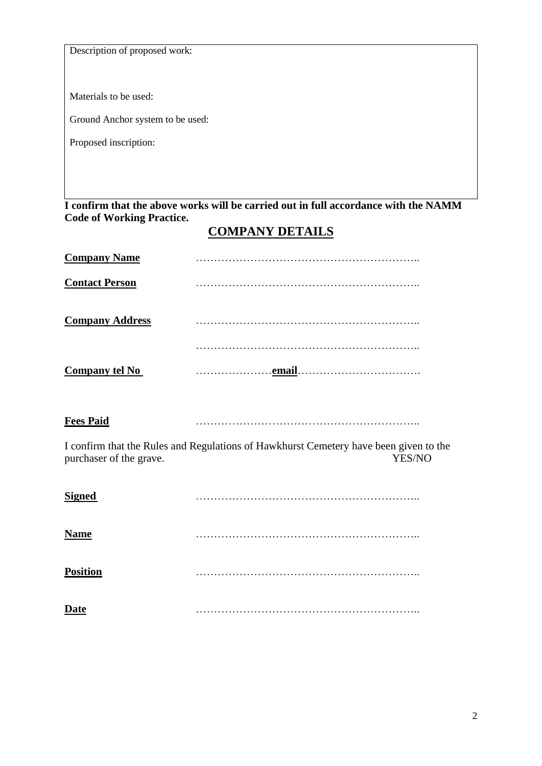Description of proposed work:

Materials to be used:

Ground Anchor system to be used:

Proposed inscription:

**I confirm that the above works will be carried out in full accordance with the NAMM Code of Working Practice.**

## COMPANY DETAILS

**Company Name** ……………………………………………………..

**Contact Person** ……………………………………………………..

**Company Address** ……………………………………………………..

……………………………………………………..

**Company tel No** …………………**email**…………………………….

**Fees Paid** ……………………………………………………..

I confirm that the Rules and Regulations of Hawkhurst Cemetery have been given to the purchaser of the grave. YES/NO

**Signed** ……………………………………………………..

**Name** ……………………………………………………..

**Position** ……………………………………………………..

**Date** ……………………………………………………..